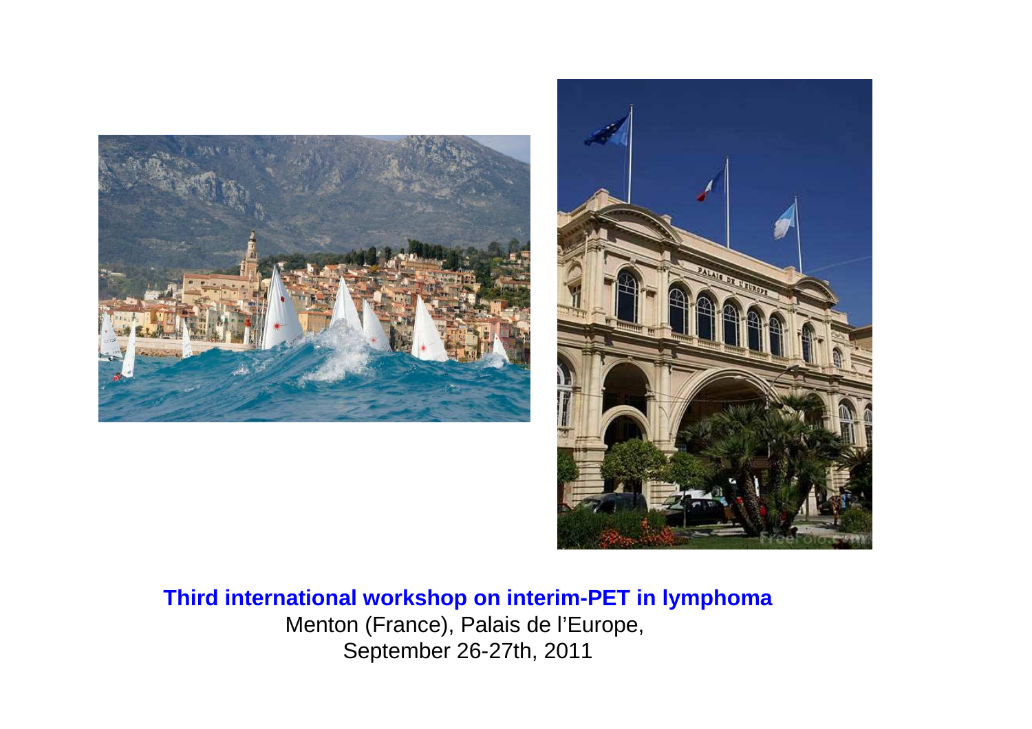**Third international workshop on interim-PET in lymphoma**

Menton (France), Palais de l'Europe,

September 26-27th, 2011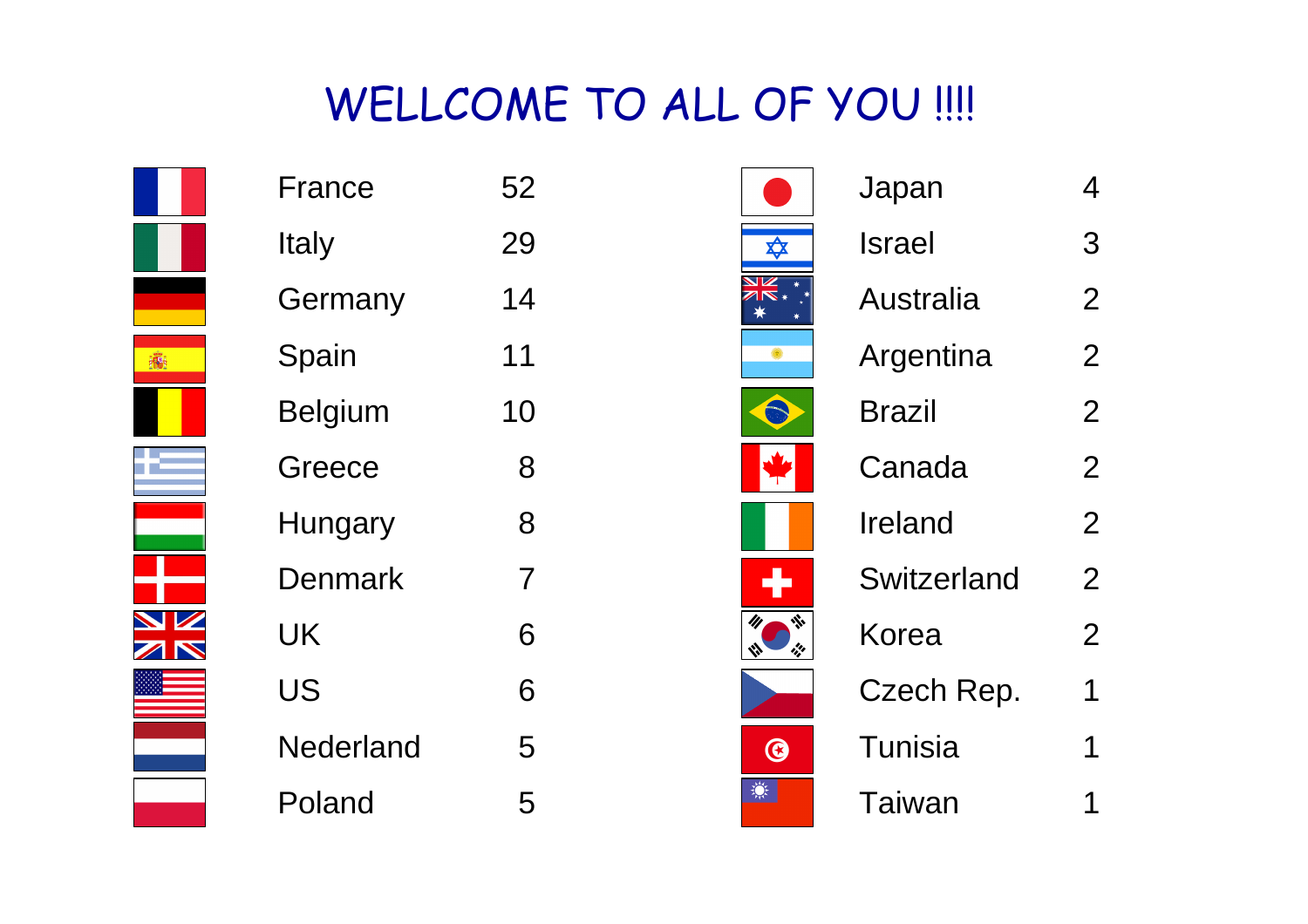# WELLCOME TO ALL OF YOU !!!!

| Country | Count |
| --- | --- |
| France | 52 |
| Italy | 29 |
| Germany | 14 |
| Spain | 11 |
| Belgium | 10 |
| Greece | 8 |
| Hungary | 8 |
| Denmark | 7 |
| UK | 6 |
| US | 6 |
| Nederland | 5 |
| Poland | 5 |
| Japan | 4 |
| Israel | 3 |
| Australia | 2 |
| Argentina | 2 |
| Brazil | 2 |
| Canada | 2 |
| Ireland | 2 |
| Switzerland | 2 |
| Korea | 2 |
| Czech Rep. | 1 |
| Tunisia | 1 |
| Taiwan | 1 |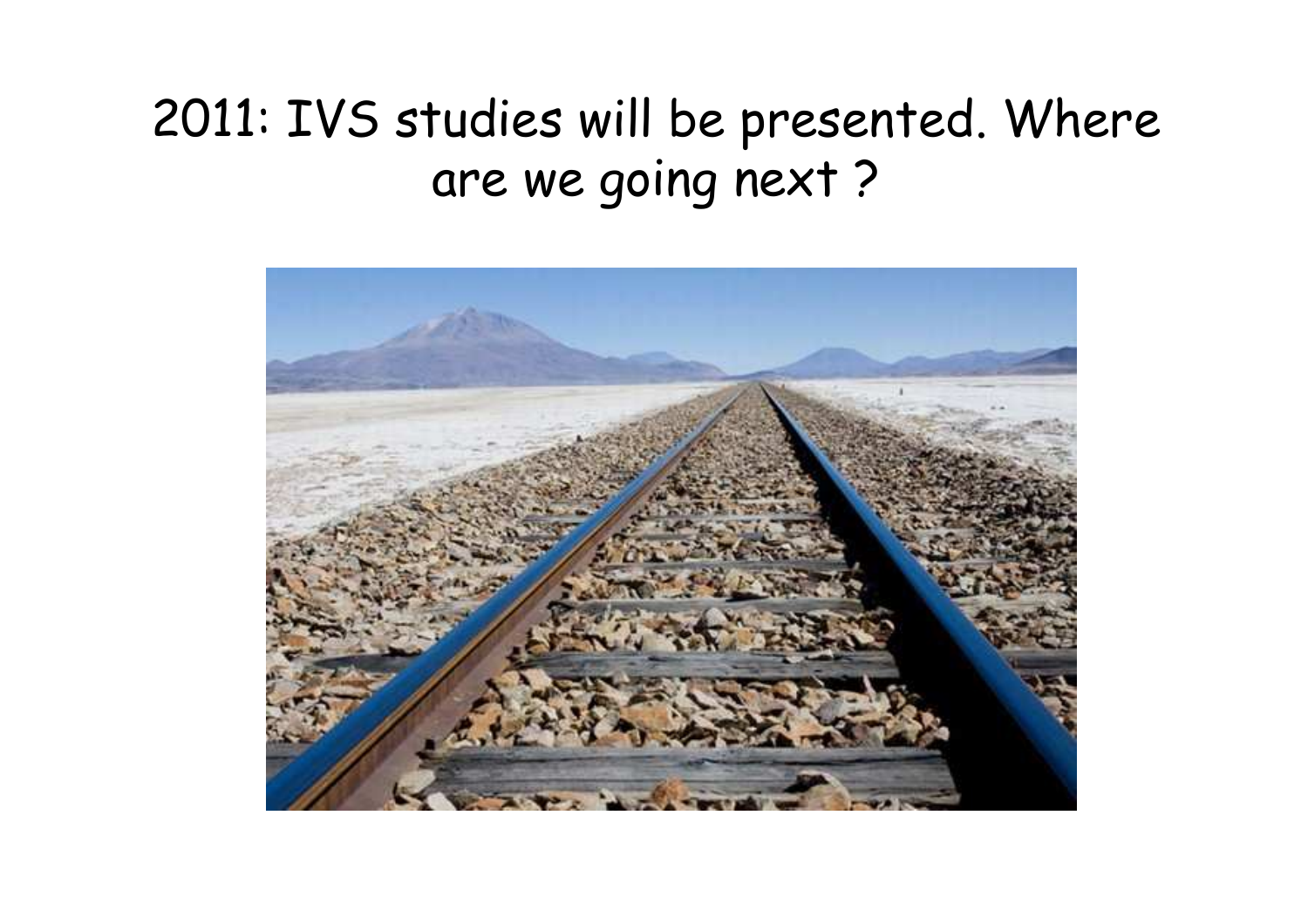# 2011: IVS studies will be presented. Where are we going next ?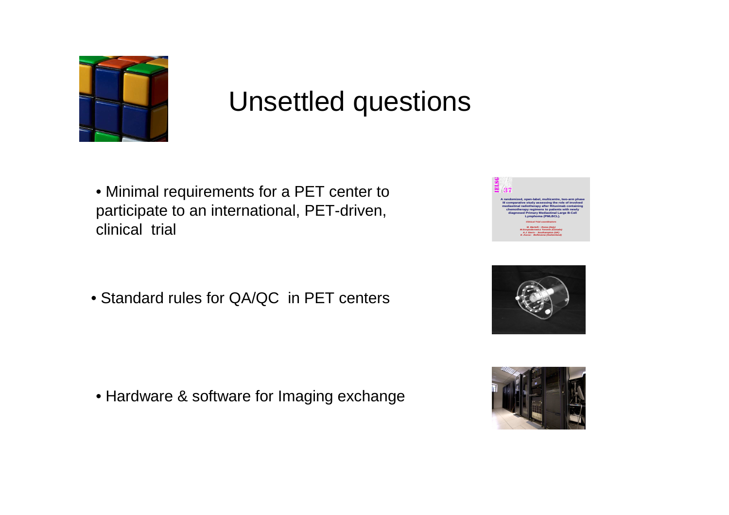# Unsettled questions

- Minimal requirements for a PET center to participate to an international, PET-driven, clinical trial

- Standard rules for QA/QC in PET centers

- Hardware & software for Imaging exchange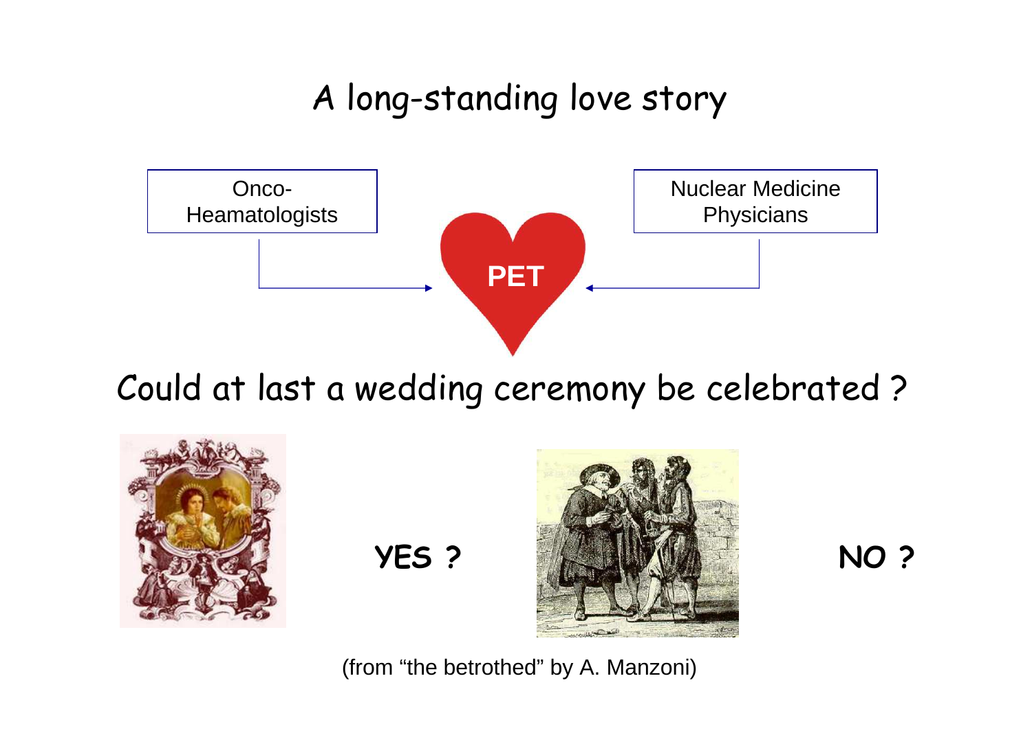# A long-standing love story

Onco-Heamatologists → **PET** ← Nuclear Medicine Physicians

## Could at last a wedding ceremony be celebrated ?

**YES ?**

**NO ?**

(from “the betrothed” by A. Manzoni)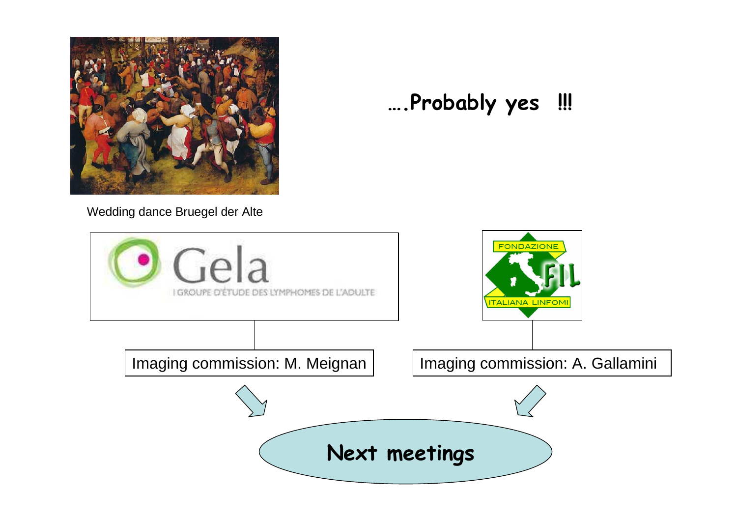Wedding dance Bruegel der Alte

….Probably yes !!!

Gela

GROUPE D'ÉTUDE DES LYMPHOMES DE L'ADULTE

FONDAZIONE FIL ITALIANA LINFOMI

Imaging commission: M. Meignan

Imaging commission: A. Gallamini

**Next meetings**